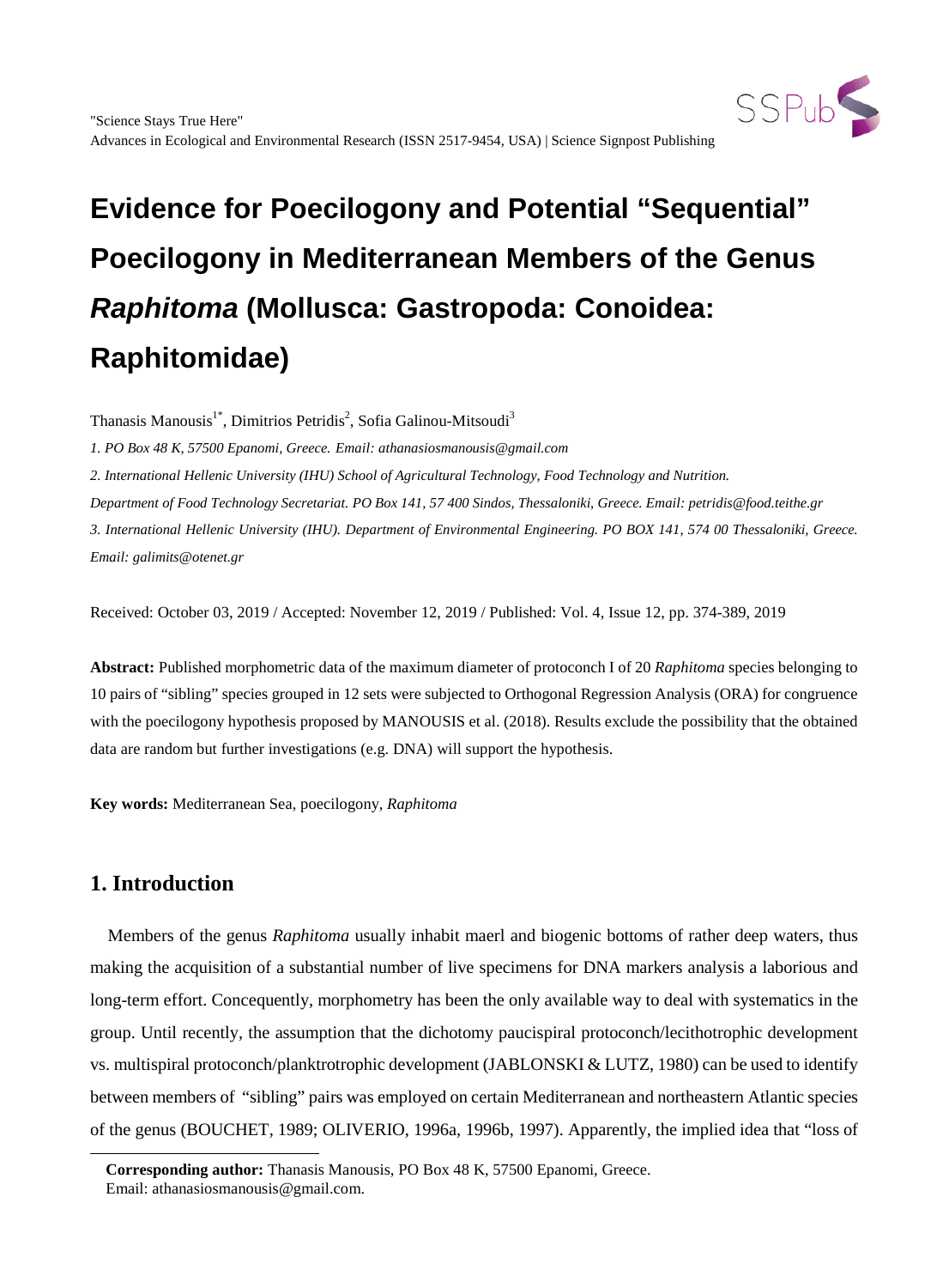"Science Stays True Here"
Advances in Ecological and Environmental Research (ISSN 2517-9454, USA) | Science Signpost Publishing

# Evidence for Poecilogony and Potential "Sequential" Poecilogony in Mediterranean Members of the Genus *Raphitoma* (Mollusca: Gastropoda: Conoidea: Raphitomidae)

Thanasis Manousis[1*], Dimitrios Petridis[2], Sofia Galinou-Mitsoudi[3]

*1. PO Box 48 K, 57500 Epanomi, Greece. Email: athanasiosmanousis@gmail.com*

*2. International Hellenic University (IHU) School of Agricultural Technology, Food Technology and Nutrition. Department of Food Technology Secretariat. PO Box 141, 57 400 Sindos, Thessaloniki, Greece. Email: petridis@food.teithe.gr*

*3. International Hellenic University (IHU). Department of Environmental Engineering. PO BOX 141, 574 00 Thessaloniki, Greece. Email: galimits@otenet.gr*

Received: October 03, 2019 / Accepted: November 12, 2019 / Published: Vol. 4, Issue 12, pp. 374-389, 2019

**Abstract:** Published morphometric data of the maximum diameter of protoconch I of 20 *Raphitoma* species belonging to 10 pairs of "sibling" species grouped in 12 sets were subjected to Orthogonal Regression Analysis (ORA) for congruence with the poecilogony hypothesis proposed by MANOUSIS et al. (2018). Results exclude the possibility that the obtained data are random but further investigations (e.g. DNA) will support the hypothesis.

**Key words:** Mediterranean Sea, poecilogony, *Raphitoma*

## 1. Introduction

Members of the genus *Raphitoma* usually inhabit maerl and biogenic bottoms of rather deep waters, thus making the acquisition of a substantial number of live specimens for DNA markers analysis a laborious and long-term effort. Concequently, morphometry has been the only available way to deal with systematics in the group. Until recently, the assumption that the dichotomy paucispiral protoconch/lecithotrophic development vs. multispiral protoconch/planktrotrophic development (JABLONSKI & LUTZ, 1980) can be used to identify between members of "sibling" pairs was employed on certain Mediterranean and northeastern Atlantic species of the genus (BOUCHET, 1989; OLIVERIO, 1996a, 1996b, 1997). Apparently, the implied idea that "loss of

**Corresponding author:** Thanasis Manousis, PO Box 48 K, 57500 Epanomi, Greece.
Email: athanasiosmanousis@gmail.com.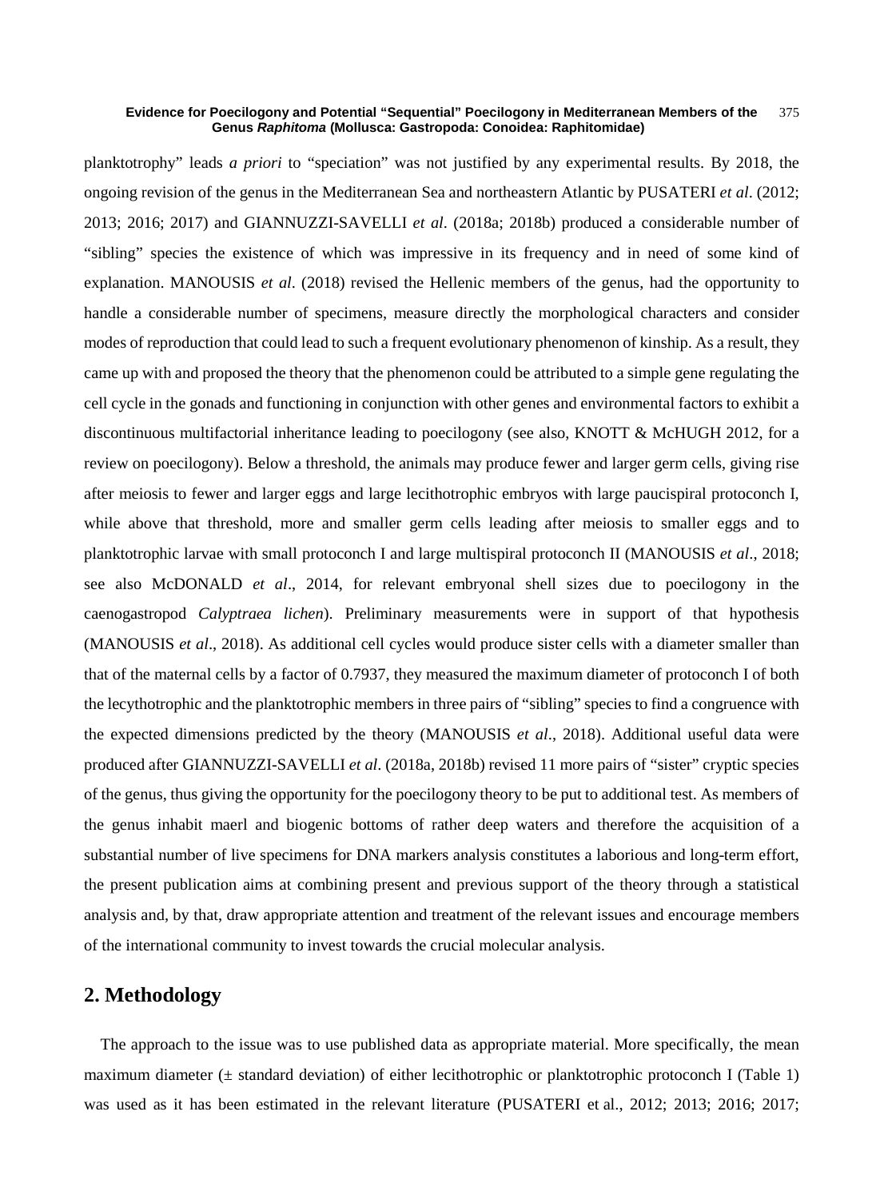planktotrophy” leads *a priori* to “speciation” was not justified by any experimental results. By 2018, the ongoing revision of the genus in the Mediterranean Sea and northeastern Atlantic by PUSATERI *et al*. (2012; 2013; 2016; 2017) and GIANNUZZI-SAVELLI *et al*. (2018a; 2018b) produced a considerable number of “sibling” species the existence of which was impressive in its frequency and in need of some kind of explanation. MANOUSIS *et al*. (2018) revised the Hellenic members of the genus, had the opportunity to handle a considerable number of specimens, measure directly the morphological characters and consider modes of reproduction that could lead to such a frequent evolutionary phenomenon of kinship. As a result, they came up with and proposed the theory that the phenomenon could be attributed to a simple gene regulating the cell cycle in the gonads and functioning in conjunction with other genes and environmental factors to exhibit a discontinuous multifactorial inheritance leading to poecilogony (see also, KNOTT & McHUGH 2012, for a review on poecilogony). Below a threshold, the animals may produce fewer and larger germ cells, giving rise after meiosis to fewer and larger eggs and large lecithotrophic embryos with large paucispiral protoconch I, while above that threshold, more and smaller germ cells leading after meiosis to smaller eggs and to planktotrophic larvae with small protoconch I and large multispiral protoconch II (MANOUSIS *et al*., 2018; see also McDONALD *et al*., 2014, for relevant embryonal shell sizes due to poecilogony in the caenogastropod *Calyptraea lichen*). Preliminary measurements were in support of that hypothesis (MANOUSIS *et al*., 2018). As additional cell cycles would produce sister cells with a diameter smaller than that of the maternal cells by a factor of 0.7937, they measured the maximum diameter of protoconch I of both the lecythotrophic and the planktotrophic members in three pairs of “sibling” species to find a congruence with the expected dimensions predicted by the theory (MANOUSIS *et al*., 2018). Additional useful data were produced after GIANNUZZI-SAVELLI *et al*. (2018a, 2018b) revised 11 more pairs of “sister” cryptic species of the genus, thus giving the opportunity for the poecilogony theory to be put to additional test. As members of the genus inhabit maerl and biogenic bottoms of rather deep waters and therefore the acquisition of a substantial number of live specimens for DNA markers analysis constitutes a laborious and long-term effort, the present publication aims at combining present and previous support of the theory through a statistical analysis and, by that, draw appropriate attention and treatment of the relevant issues and encourage members of the international community to invest towards the crucial molecular analysis.

## 2. Methodology

The approach to the issue was to use published data as appropriate material. More specifically, the mean maximum diameter (± standard deviation) of either lecithotrophic or planktotrophic protoconch I (Table 1) was used as it has been estimated in the relevant literature (PUSATERI et al., 2012; 2013; 2016; 2017;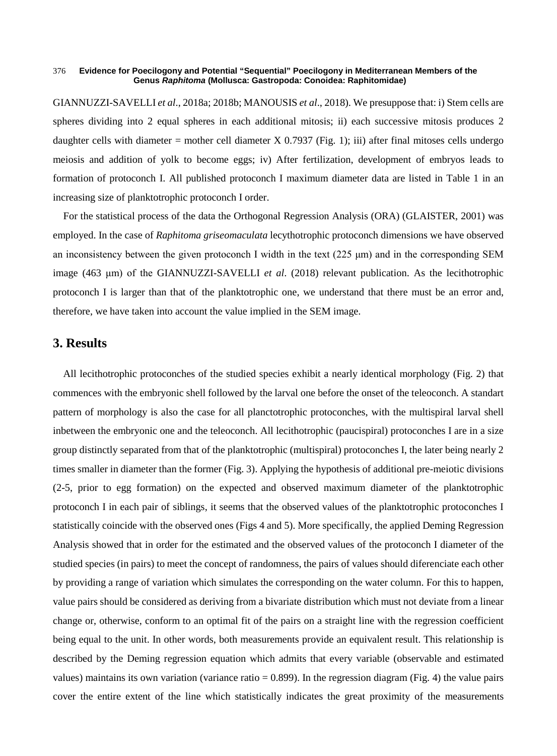GIANNUZZI-SAVELLI *et al*., 2018a; 2018b; MANOUSIS *et al*., 2018). We presuppose that: i) Stem cells are spheres dividing into 2 equal spheres in each additional mitosis; ii) each successive mitosis produces 2 daughter cells with diameter = mother cell diameter X 0.7937 (Fig. 1); iii) after final mitoses cells undergo meiosis and addition of yolk to become eggs; iv) After fertilization, development of embryos leads to formation of protoconch I. All published protoconch I maximum diameter data are listed in Table 1 in an increasing size of planktotrophic protoconch I order.

For the statistical process of the data the Orthogonal Regression Analysis (ORA) (GLAISTER, 2001) was employed. In the case of *Raphitoma griseomaculata* lecythotrophic protoconch dimensions we have observed an inconsistency between the given protoconch I width in the text (225 μm) and in the corresponding SEM image (463 μm) of the GIANNUZZI-SAVELLI *et al*. (2018) relevant publication. As the lecithotrophic protoconch I is larger than that of the planktotrophic one, we understand that there must be an error and, therefore, we have taken into account the value implied in the SEM image.

## 3. Results

All lecithotrophic protoconches of the studied species exhibit a nearly identical morphology (Fig. 2) that commences with the embryonic shell followed by the larval one before the onset of the teleoconch. A standart pattern of morphology is also the case for all planctotrophic protoconches, with the multispiral larval shell inbetween the embryonic one and the teleoconch. All lecithotrophic (paucispiral) protoconches I are in a size group distinctly separated from that of the planktotrophic (multispiral) protoconches I, the later being nearly 2 times smaller in diameter than the former (Fig. 3). Applying the hypothesis of additional pre-meiotic divisions (2-5, prior to egg formation) on the expected and observed maximum diameter of the planktotrophic protoconch I in each pair of siblings, it seems that the observed values of the planktotrophic protoconches I statistically coincide with the observed ones (Figs 4 and 5). More specifically, the applied Deming Regression Analysis showed that in order for the estimated and the observed values of the protoconch I diameter of the studied species (in pairs) to meet the concept of randomness, the pairs of values should diferenciate each other by providing a range of variation which simulates the corresponding on the water column. For this to happen, value pairs should be considered as deriving from a bivariate distribution which must not deviate from a linear change or, otherwise, conform to an optimal fit of the pairs on a straight line with the regression coefficient being equal to the unit. In other words, both measurements provide an equivalent result. This relationship is described by the Deming regression equation which admits that every variable (observable and estimated values) maintains its own variation (variance ratio = 0.899). In the regression diagram (Fig. 4) the value pairs cover the entire extent of the line which statistically indicates the great proximity of the measurements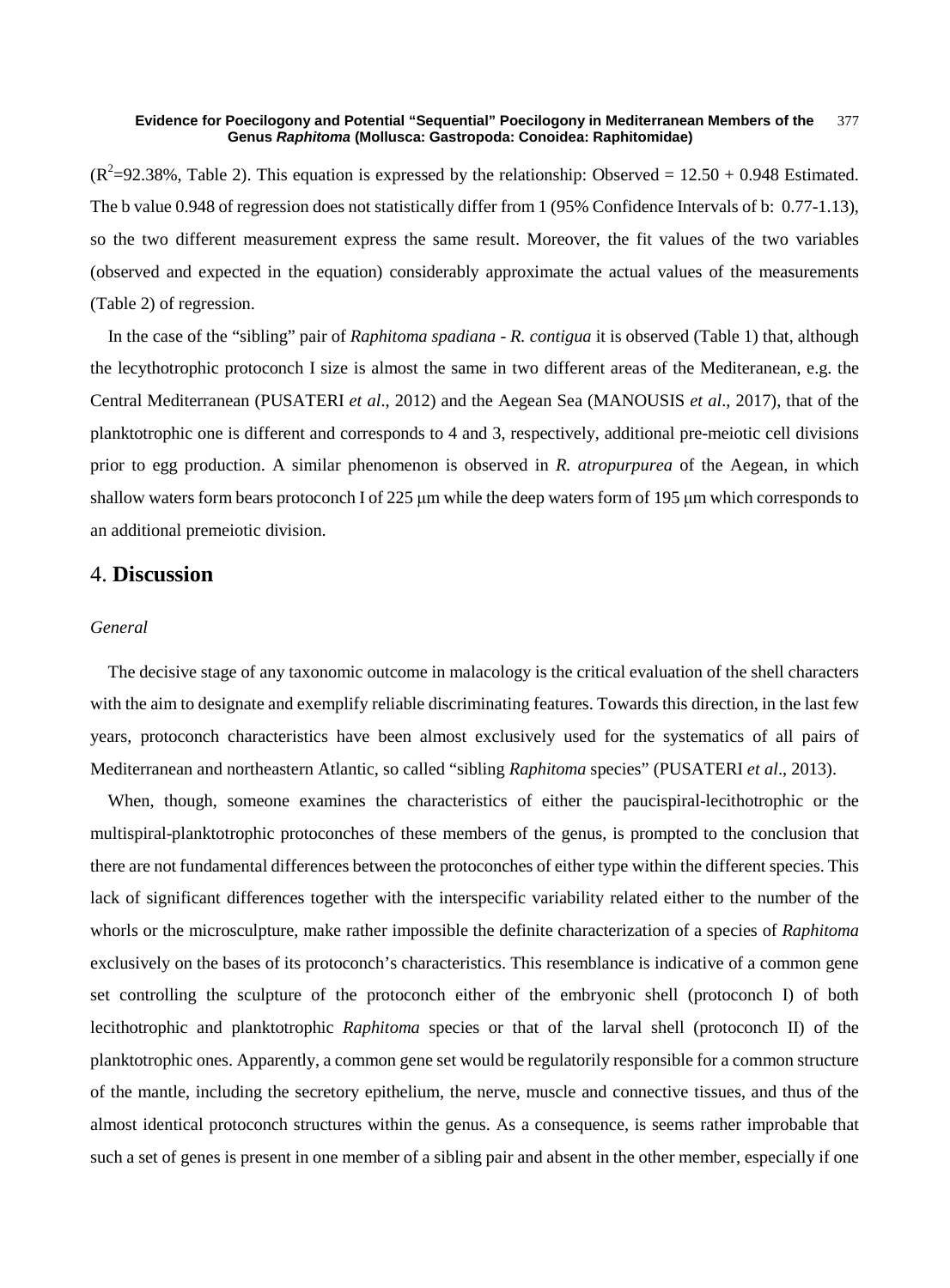($R^2$=92.38%, Table 2). This equation is expressed by the relationship: Observed = 12.50 + 0.948 Estimated. The b value 0.948 of regression does not statistically differ from 1 (95% Confidence Intervals of b: 0.77-1.13), so the two different measurement express the same result. Moreover, the fit values of the two variables (observed and expected in the equation) considerably approximate the actual values of the measurements (Table 2) of regression.

In the case of the "sibling" pair of *Raphitoma spadiana* - *R. contigua* it is observed (Table 1) that, although the lecythotrophic protoconch I size is almost the same in two different areas of the Mediteranean, e.g. the Central Mediterranean (PUSATERI *et al*., 2012) and the Aegean Sea (MANOUSIS *et al*., 2017), that of the planktotrophic one is different and corresponds to 4 and 3, respectively, additional pre-meiotic cell divisions prior to egg production. A similar phenomenon is observed in *R. atropurpurea* of the Aegean, in which shallow waters form bears protoconch I of 225 μm while the deep waters form of 195 μm which corresponds to an additional premeiotic division.

## 4. **Discussion**

### *General*

The decisive stage of any taxonomic outcome in malacology is the critical evaluation of the shell characters with the aim to designate and exemplify reliable discriminating features. Towards this direction, in the last few years, protoconch characteristics have been almost exclusively used for the systematics of all pairs of Mediterranean and northeastern Atlantic, so called "sibling *Raphitoma* species" (PUSATERI *et al*., 2013).

When, though, someone examines the characteristics of either the paucispiral-lecithotrophic or the multispiral-planktotrophic protoconches of these members of the genus, is prompted to the conclusion that there are not fundamental differences between the protoconches of either type within the different species. This lack of significant differences together with the interspecific variability related either to the number of the whorls or the microsculpture, make rather impossible the definite characterization of a species of *Raphitoma* exclusively on the bases of its protoconch's characteristics. This resemblance is indicative of a common gene set controlling the sculpture of the protoconch either of the embryonic shell (protoconch I) of both lecithotrophic and planktotrophic *Raphitoma* species or that of the larval shell (protoconch II) of the planktotrophic ones. Apparently, a common gene set would be regulatorily responsible for a common structure of the mantle, including the secretory epithelium, the nerve, muscle and connective tissues, and thus of the almost identical protoconch structures within the genus. As a consequence, is seems rather improbable that such a set of genes is present in one member of a sibling pair and absent in the other member, especially if one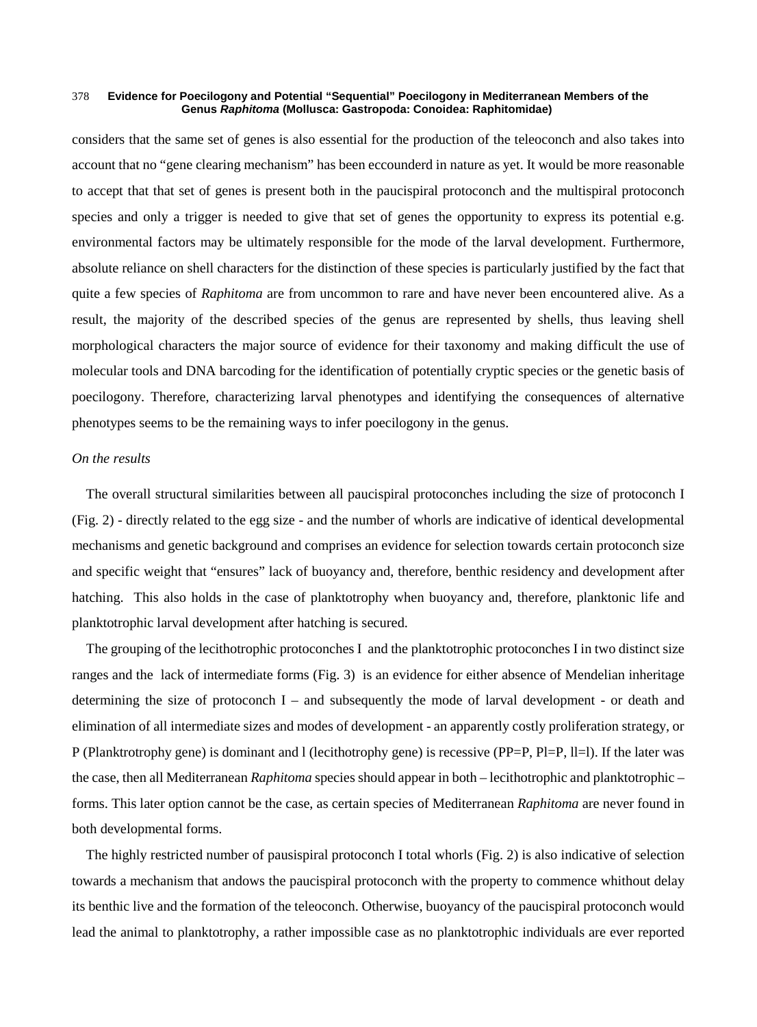considers that the same set of genes is also essential for the production of the teleoconch and also takes into account that no "gene clearing mechanism" has been eccounderd in nature as yet. It would be more reasonable to accept that that set of genes is present both in the paucispiral protoconch and the multispiral protoconch species and only a trigger is needed to give that set of genes the opportunity to express its potential e.g. environmental factors may be ultimately responsible for the mode of the larval development. Furthermore, absolute reliance on shell characters for the distinction of these species is particularly justified by the fact that quite a few species of *Raphitoma* are from uncommon to rare and have never been encountered alive. As a result, the majority of the described species of the genus are represented by shells, thus leaving shell morphological characters the major source of evidence for their taxonomy and making difficult the use of molecular tools and DNA barcoding for the identification of potentially cryptic species or the genetic basis of poecilogony. Therefore, characterizing larval phenotypes and identifying the consequences of alternative phenotypes seems to be the remaining ways to infer poecilogony in the genus.

*On the results*

The overall structural similarities between all paucispiral protoconches including the size of protoconch I (Fig. 2) - directly related to the egg size - and the number of whorls are indicative of identical developmental mechanisms and genetic background and comprises an evidence for selection towards certain protoconch size and specific weight that "ensures" lack of buoyancy and, therefore, benthic residency and development after hatching. This also holds in the case of planktotrophy when buoyancy and, therefore, planktonic life and planktotrophic larval development after hatching is secured.

The grouping of the lecithotrophic protoconches I and the planktotrophic protoconches I in two distinct size ranges and the lack of intermediate forms (Fig. 3) is an evidence for either absence of Mendelian inheritage determining the size of protoconch I – and subsequently the mode of larval development - or death and elimination of all intermediate sizes and modes of development - an apparently costly proliferation strategy, or P (Planktrotrophy gene) is dominant and l (lecithotrophy gene) is recessive (PP=P, Pl=P, ll=l). If the later was the case, then all Mediterranean *Raphitoma* species should appear in both – lecithotrophic and planktotrophic – forms. This later option cannot be the case, as certain species of Mediterranean *Raphitoma* are never found in both developmental forms.

The highly restricted number of pausispiral protoconch I total whorls (Fig. 2) is also indicative of selection towards a mechanism that andows the paucispiral protoconch with the property to commence whithout delay its benthic live and the formation of the teleoconch. Otherwise, buoyancy of the paucispiral protoconch would lead the animal to planktotrophy, a rather impossible case as no planktotrophic individuals are ever reported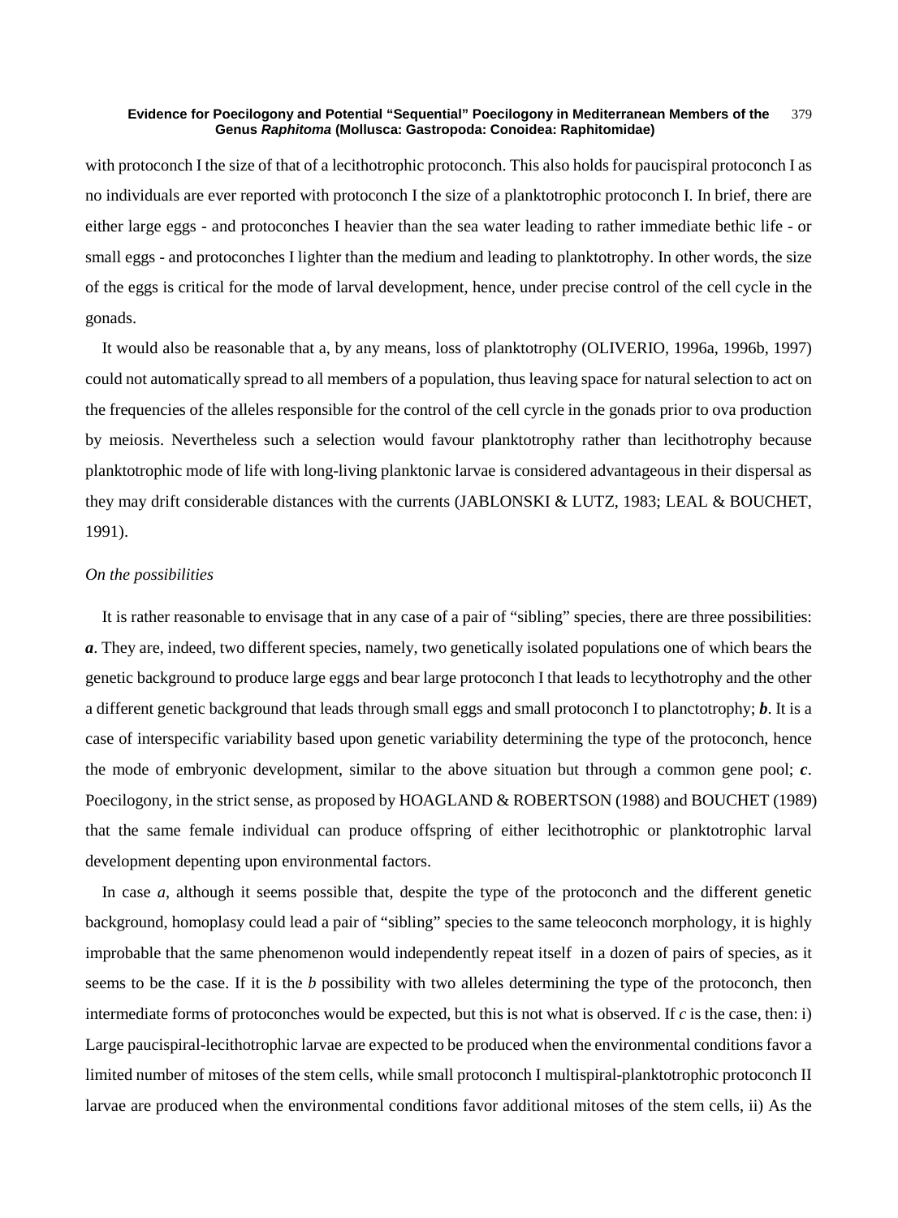with protoconch I the size of that of a lecithotrophic protoconch. This also holds for paucispiral protoconch I as no individuals are ever reported with protoconch I the size of a planktotrophic protoconch I. In brief, there are either large eggs - and protoconches I heavier than the sea water leading to rather immediate bethic life - or small eggs - and protoconches I lighter than the medium and leading to planktotrophy. In other words, the size of the eggs is critical for the mode of larval development, hence, under precise control of the cell cycle in the gonads.

It would also be reasonable that a, by any means, loss of planktotrophy (OLIVERIO, 1996a, 1996b, 1997) could not automatically spread to all members of a population, thus leaving space for natural selection to act on the frequencies of the alleles responsible for the control of the cell cyrcle in the gonads prior to ova production by meiosis. Nevertheless such a selection would favour planktotrophy rather than lecithotrophy because planktotrophic mode of life with long-living planktonic larvae is considered advantageous in their dispersal as they may drift considerable distances with the currents (JABLONSKI & LUTZ, 1983; LEAL & BOUCHET, 1991).

*On the possibilities*

It is rather reasonable to envisage that in any case of a pair of "sibling" species, there are three possibilities: ***a***. They are, indeed, two different species, namely, two genetically isolated populations one of which bears the genetic background to produce large eggs and bear large protoconch I that leads to lecythotrophy and the other a different genetic background that leads through small eggs and small protoconch I to planctotrophy; ***b***. It is a case of interspecific variability based upon genetic variability determining the type of the protoconch, hence the mode of embryonic development, similar to the above situation but through a common gene pool; ***c***. Poecilogony, in the strict sense, as proposed by HOAGLAND & ROBERTSON (1988) and BOUCHET (1989) that the same female individual can produce offspring of either lecithotrophic or planktotrophic larval development depenting upon environmental factors.

In case *a*, although it seems possible that, despite the type of the protoconch and the different genetic background, homoplasy could lead a pair of "sibling" species to the same teleoconch morphology, it is highly improbable that the same phenomenon would independently repeat itself in a dozen of pairs of species, as it seems to be the case. If it is the *b* possibility with two alleles determining the type of the protoconch, then intermediate forms of protoconches would be expected, but this is not what is observed. If *c* is the case, then: i) Large paucispiral-lecithotrophic larvae are expected to be produced when the environmental conditions favor a limited number of mitoses of the stem cells, while small protoconch I multispiral-planktotrophic protoconch II larvae are produced when the environmental conditions favor additional mitoses of the stem cells, ii) As the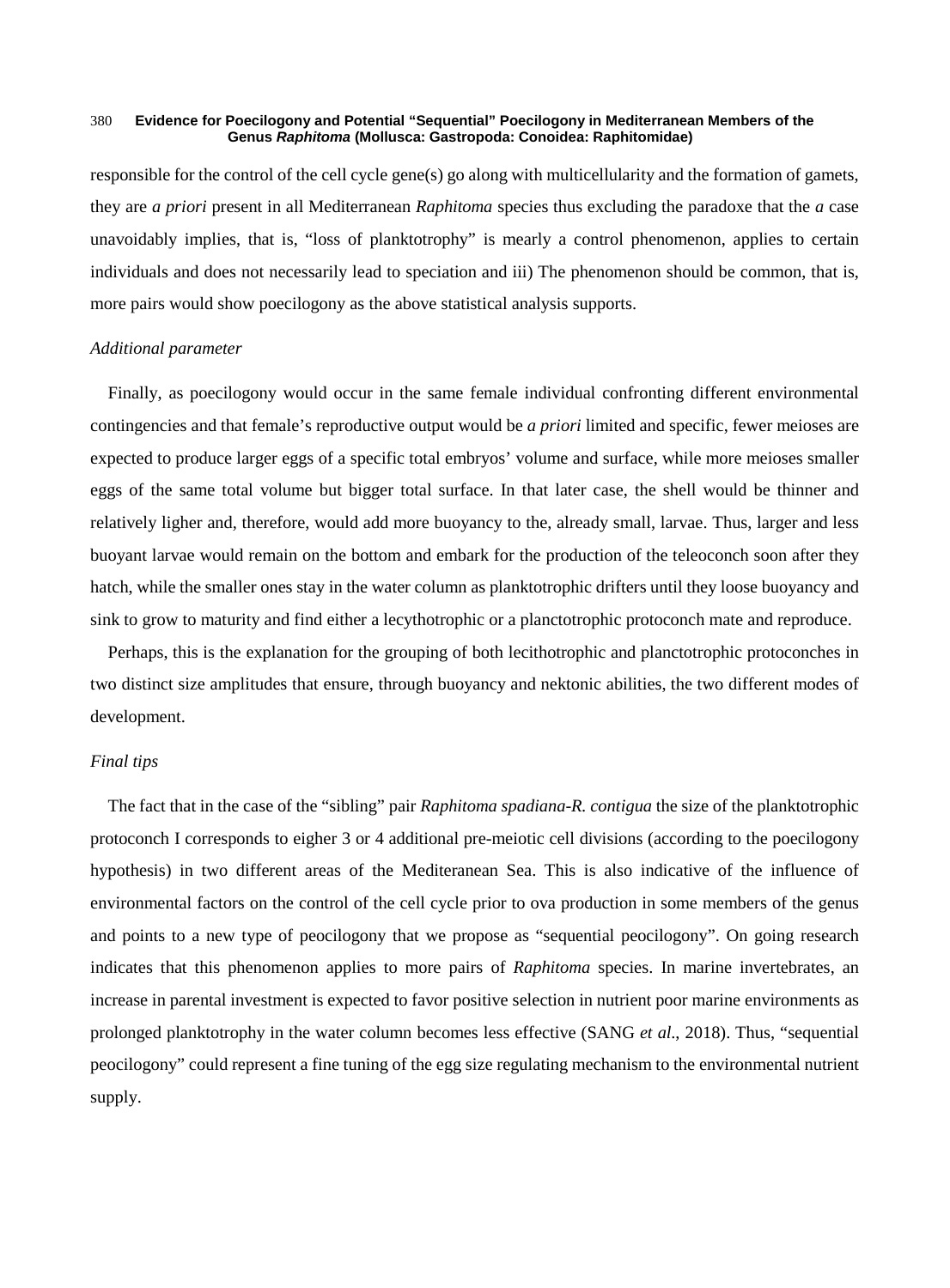responsible for the control of the cell cycle gene(s) go along with multicellularity and the formation of gamets, they are *a priori* present in all Mediterranean *Raphitoma* species thus excluding the paradoxe that the *a* case unavoidably implies, that is, "loss of planktotrophy" is mearly a control phenomenon, applies to certain individuals and does not necessarily lead to speciation and iii) The phenomenon should be common, that is, more pairs would show poecilogony as the above statistical analysis supports.

*Additional parameter*

Finally, as poecilogony would occur in the same female individual confronting different environmental contingencies and that female's reproductive output would be *a priori* limited and specific, fewer meioses are expected to produce larger eggs of a specific total embryos' volume and surface, while more meioses smaller eggs of the same total volume but bigger total surface. In that later case, the shell would be thinner and relatively ligher and, therefore, would add more buoyancy to the, already small, larvae. Thus, larger and less buoyant larvae would remain on the bottom and embark for the production of the teleoconch soon after they hatch, while the smaller ones stay in the water column as planktotrophic drifters until they loose buoyancy and sink to grow to maturity and find either a lecythotrophic or a planctotrophic protoconch mate and reproduce.

Perhaps, this is the explanation for the grouping of both lecithotrophic and planctotrophic protoconches in two distinct size amplitudes that ensure, through buoyancy and nektonic abilities, the two different modes of development.

*Final tips*

The fact that in the case of the "sibling" pair *Raphitoma spadiana-R. contigua* the size of the planktotrophic protoconch I corresponds to eigher 3 or 4 additional pre-meiotic cell divisions (according to the poecilogony hypothesis) in two different areas of the Mediteranean Sea. This is also indicative of the influence of environmental factors on the control of the cell cycle prior to ova production in some members of the genus and points to a new type of peocilogony that we propose as "sequential peocilogony". On going research indicates that this phenomenon applies to more pairs of *Raphitoma* species. In marine invertebrates, an increase in parental investment is expected to favor positive selection in nutrient poor marine environments as prolonged planktotrophy in the water column becomes less effective (SANG *et al*., 2018). Thus, "sequential peocilogony" could represent a fine tuning of the egg size regulating mechanism to the environmental nutrient supply.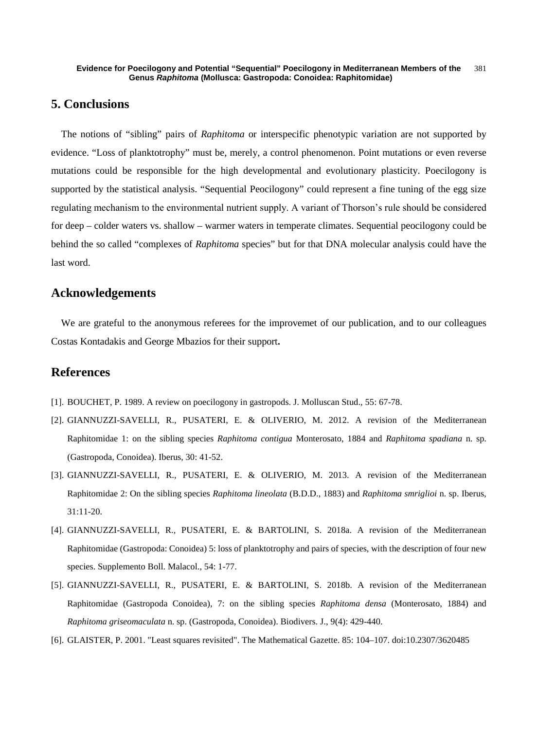## 5. Conclusions

The notions of "sibling" pairs of *Raphitoma* or interspecific phenotypic variation are not supported by evidence. "Loss of planktotrophy" must be, merely, a control phenomenon. Point mutations or even reverse mutations could be responsible for the high developmental and evolutionary plasticity. Poecilogony is supported by the statistical analysis. "Sequential Peocilogony" could represent a fine tuning of the egg size regulating mechanism to the environmental nutrient supply. A variant of Thorson's rule should be considered for deep – colder waters vs. shallow – warmer waters in temperate climates. Sequential peocilogony could be behind the so called "complexes of *Raphitoma* species" but for that DNA molecular analysis could have the last word.

## Acknowledgements

We are grateful to the anonymous referees for the improvemet of our publication, and to our colleagues Costas Kontadakis and George Mbazios for their support**.**

## References

[1]. BOUCHET, P. 1989. A review on poecilogony in gastropods. J. Molluscan Stud., 55: 67-78.

[2]. GIANNUZZI-SAVELLI, R., PUSATERI, E. & OLIVERIO, M. 2012. A revision of the Mediterranean Raphitomidae 1: on the sibling species *Raphitoma contigua* Monterosato, 1884 and *Raphitoma spadiana* n. sp. (Gastropoda, Conoidea). Iberus, 30: 41-52.

[3]. GIANNUZZI-SAVELLI, R., PUSATERI, E. & OLIVERIO, M. 2013. A revision of the Mediterranean Raphitomidae 2: On the sibling species *Raphitoma lineolata* (B.D.D., 1883) and *Raphitoma smriglioi* n. sp. Iberus, 31:11-20.

[4]. GIANNUZZI-SAVELLI, R., PUSATERI, E. & BARTOLINI, S. 2018a. A revision of the Mediterranean Raphitomidae (Gastropoda: Conoidea) 5: loss of planktotrophy and pairs of species, with the description of four new species. Supplemento Boll. Malacol., 54: 1-77.

[5]. GIANNUZZI-SAVELLI, R., PUSATERI, E. & BARTOLINI, S. 2018b. A revision of the Mediterranean Raphitomidae (Gastropoda Conoidea), 7: on the sibling species *Raphitoma densa* (Monterosato, 1884) and *Raphitoma griseomaculata* n. sp. (Gastropoda, Conoidea). Biodivers. J., 9(4): 429-440.

[6]. GLAISTER, P. 2001. "Least squares revisited". The Mathematical Gazette. 85: 104–107. doi:10.2307/3620485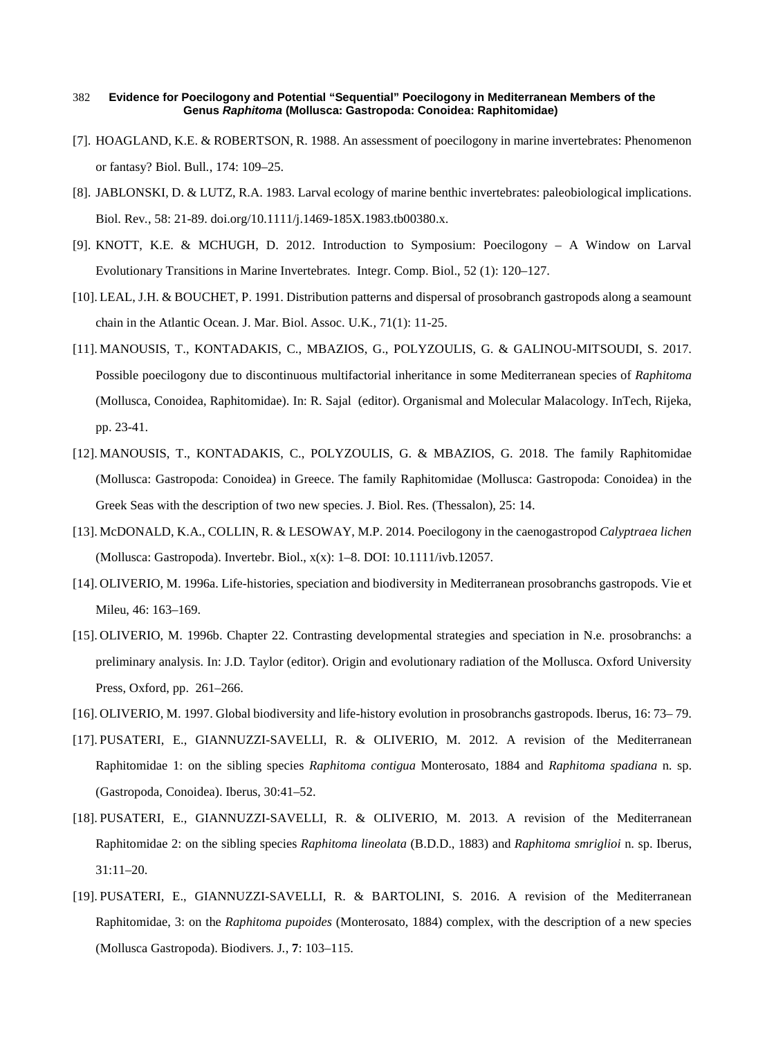[7]. HOAGLAND, K.E. & ROBERTSON, R. 1988. An assessment of poecilogony in marine invertebrates: Phenomenon or fantasy? Biol. Bull., 174: 109–25.

[8]. JABLONSKI, D. & LUTZ, R.A. 1983. Larval ecology of marine benthic invertebrates: paleobiological implications. Biol. Rev., 58: 21-89. doi.org/10.1111/j.1469-185X.1983.tb00380.x.

[9]. KNOTT, K.E. & MCHUGH, D. 2012. Introduction to Symposium: Poecilogony – A Window on Larval Evolutionary Transitions in Marine Invertebrates. Integr. Comp. Biol., 52 (1): 120–127.

[10]. LEAL, J.H. & BOUCHET, P. 1991. Distribution patterns and dispersal of prosobranch gastropods along a seamount chain in the Atlantic Ocean. J. Mar. Biol. Assoc. U.K., 71(1): 11-25.

[11]. MANOUSIS, T., KONTADAKIS, C., MBAZIOS, G., POLYZOULIS, G. & GALINOU-MITSOUDI, S. 2017. Possible poecilogony due to discontinuous multifactorial inheritance in some Mediterranean species of *Raphitoma* (Mollusca, Conoidea, Raphitomidae). In: R. Sajal (editor). Organismal and Molecular Malacology. InTech, Rijeka, pp. 23-41.

[12]. MANOUSIS, T., KONTADAKIS, C., POLYZOULIS, G. & MBAZIOS, G. 2018. The family Raphitomidae (Mollusca: Gastropoda: Conoidea) in Greece. The family Raphitomidae (Mollusca: Gastropoda: Conoidea) in the Greek Seas with the description of two new species. J. Biol. Res. (Thessalon), 25: 14.

[13]. McDONALD, K.A., COLLIN, R. & LESOWAY, M.P. 2014. Poecilogony in the caenogastropod *Calyptraea lichen* (Mollusca: Gastropoda). Invertebr. Biol., x(x): 1–8. DOI: 10.1111/ivb.12057.

[14]. OLIVERIO, M. 1996a. Life-histories, speciation and biodiversity in Mediterranean prosobranchs gastropods. Vie et Mileu, 46: 163–169.

[15]. OLIVERIO, M. 1996b. Chapter 22. Contrasting developmental strategies and speciation in N.e. prosobranchs: a preliminary analysis. In: J.D. Taylor (editor). Origin and evolutionary radiation of the Mollusca. Oxford University Press, Oxford, pp. 261–266.

[16]. OLIVERIO, M. 1997. Global biodiversity and life-history evolution in prosobranchs gastropods. Iberus, 16: 73– 79.

[17]. PUSATERI, E., GIANNUZZI-SAVELLI, R. & OLIVERIO, M. 2012. A revision of the Mediterranean Raphitomidae 1: on the sibling species *Raphitoma contigua* Monterosato, 1884 and *Raphitoma spadiana* n. sp. (Gastropoda, Conoidea). Iberus, 30:41–52.

[18]. PUSATERI, E., GIANNUZZI-SAVELLI, R. & OLIVERIO, M. 2013. A revision of the Mediterranean Raphitomidae 2: on the sibling species *Raphitoma lineolata* (B.D.D., 1883) and *Raphitoma smriglioi* n. sp. Iberus, 31:11–20.

[19]. PUSATERI, E., GIANNUZZI-SAVELLI, R. & BARTOLINI, S. 2016. A revision of the Mediterranean Raphitomidae, 3: on the *Raphitoma pupoides* (Monterosato, 1884) complex, with the description of a new species (Mollusca Gastropoda). Biodivers. J., **7**: 103–115.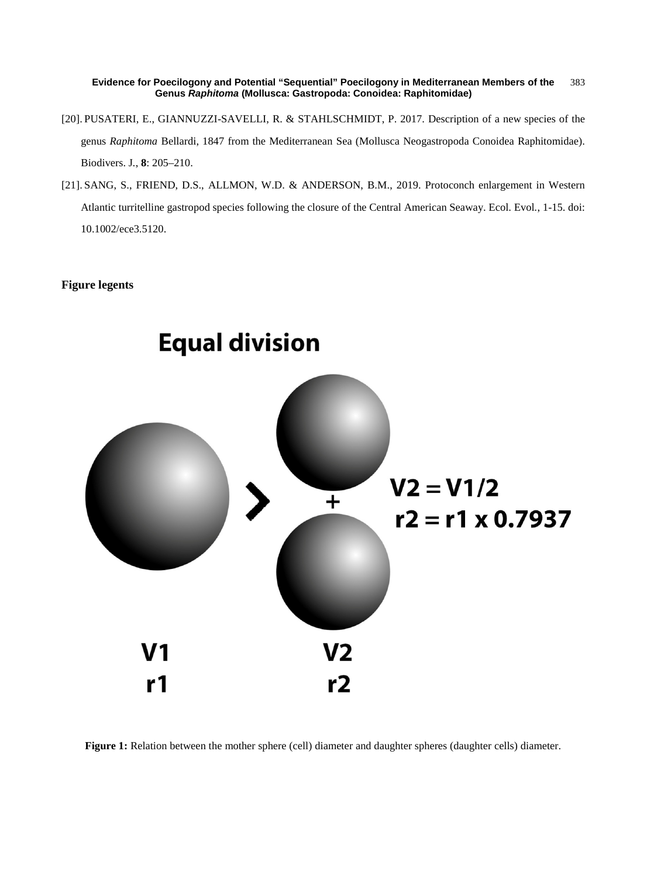[20]. PUSATERI, E., GIANNUZZI-SAVELLI, R. & STAHLSCHMIDT, P. 2017. Description of a new species of the genus *Raphitoma* Bellardi, 1847 from the Mediterranean Sea (Mollusca Neogastropoda Conoidea Raphitomidae). Biodivers. J., **8**: 205–210.

[21]. SANG, S., FRIEND, D.S., ALLMON, W.D. & ANDERSON, B.M., 2019. Protoconch enlargement in Western Atlantic turritelline gastropod species following the closure of the Central American Seaway. Ecol. Evol., 1-15. doi: 10.1002/ece3.5120.

**Figure legents**

**Equal division**

$V2 = V1/2$

$r2 = r1 \times 0.7937$

V1 r1 — V2 r2

**Figure 1:** Relation between the mother sphere (cell) diameter and daughter spheres (daughter cells) diameter.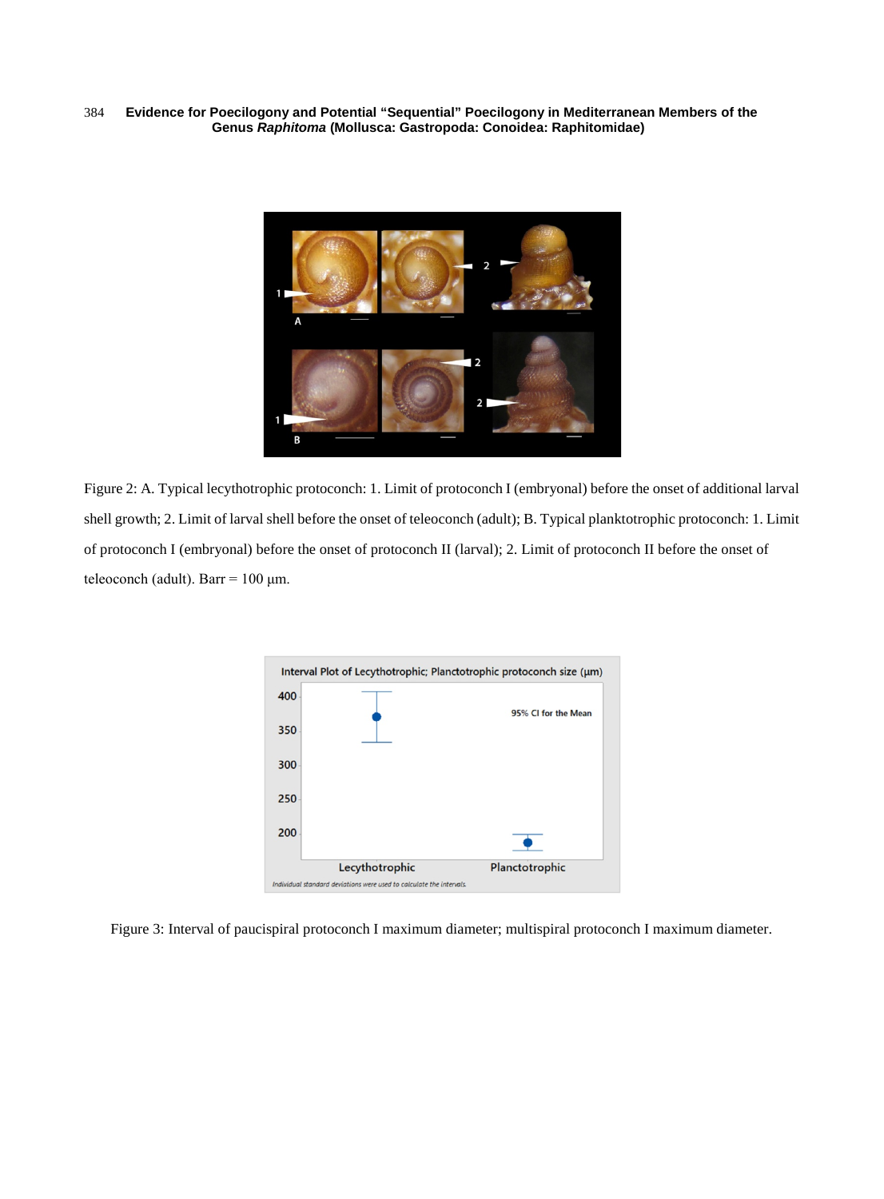Figure 2: A. Typical lecythotrophic protoconch: 1. Limit of protoconch I (embryonal) before the onset of additional larval shell growth; 2. Limit of larval shell before the onset of teleoconch (adult); B. Typical planktotrophic protoconch: 1. Limit of protoconch I (embryonal) before the onset of protoconch II (larval); 2. Limit of protoconch II before the onset of teleoconch (adult). Barr = 100 µm.

Figure 3: Interval of paucispiral protoconch I maximum diameter; multispiral protoconch I maximum diameter.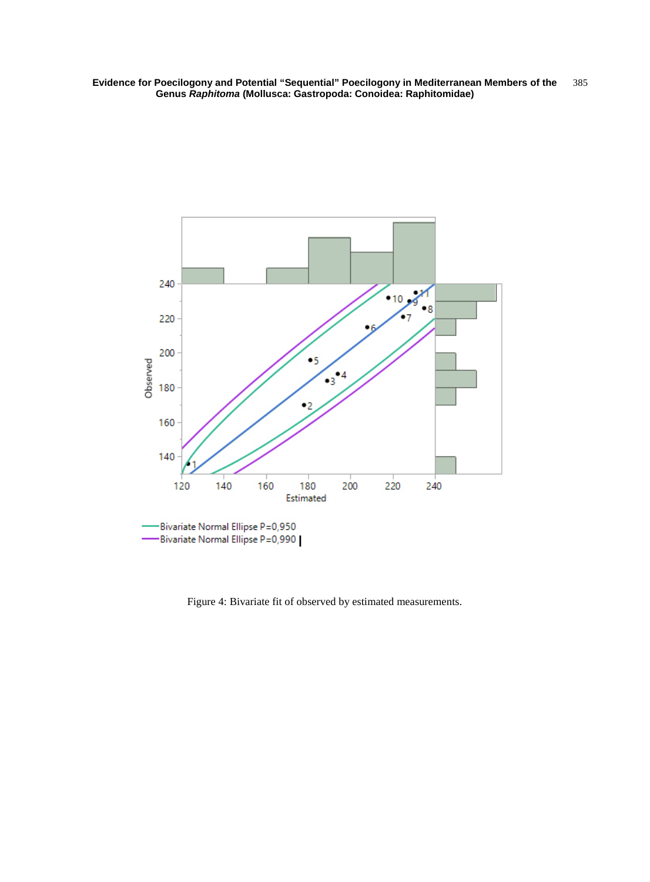Figure 4: Bivariate fit of observed by estimated measurements.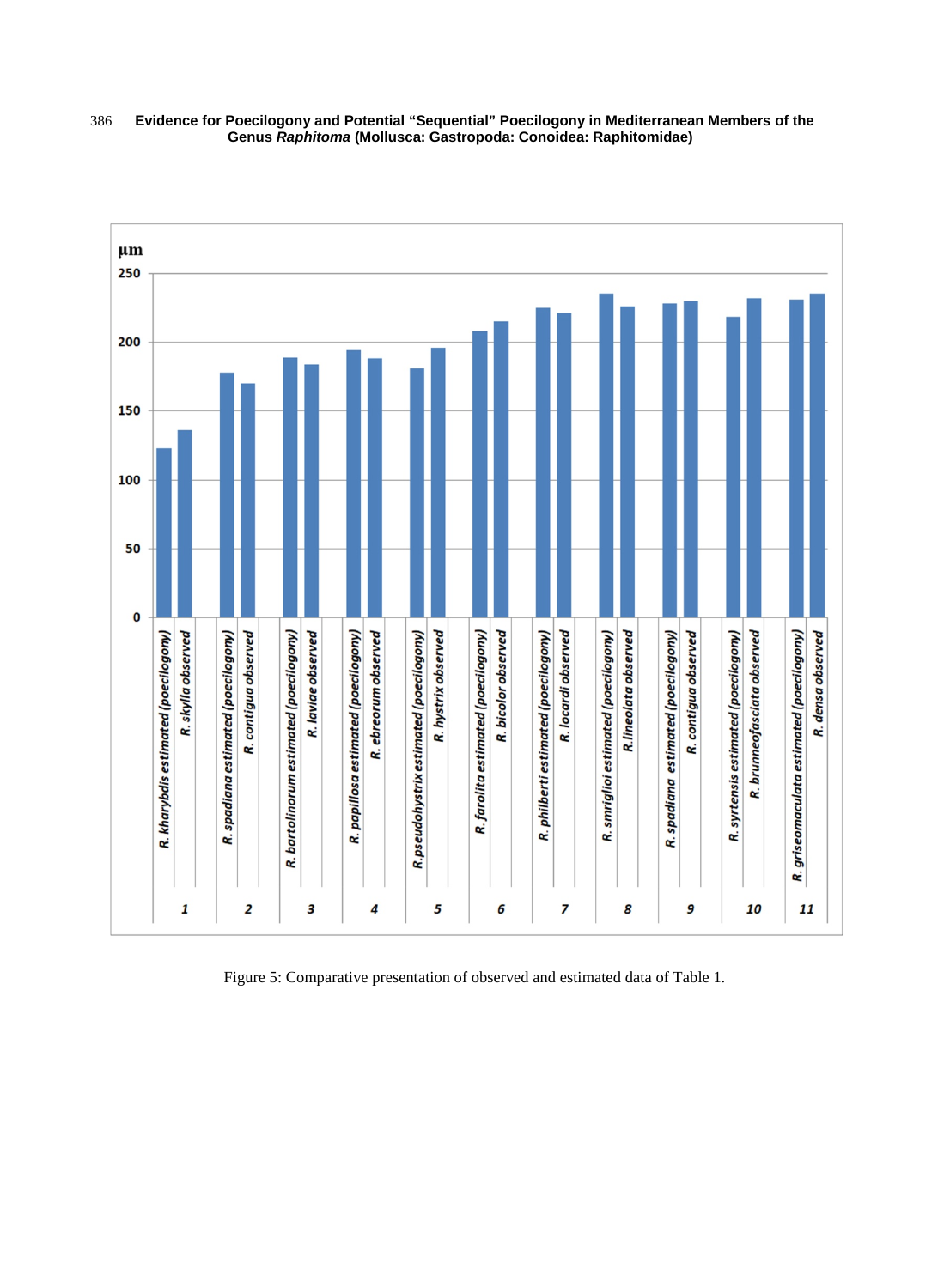Figure 5: Comparative presentation of observed and estimated data of Table 1.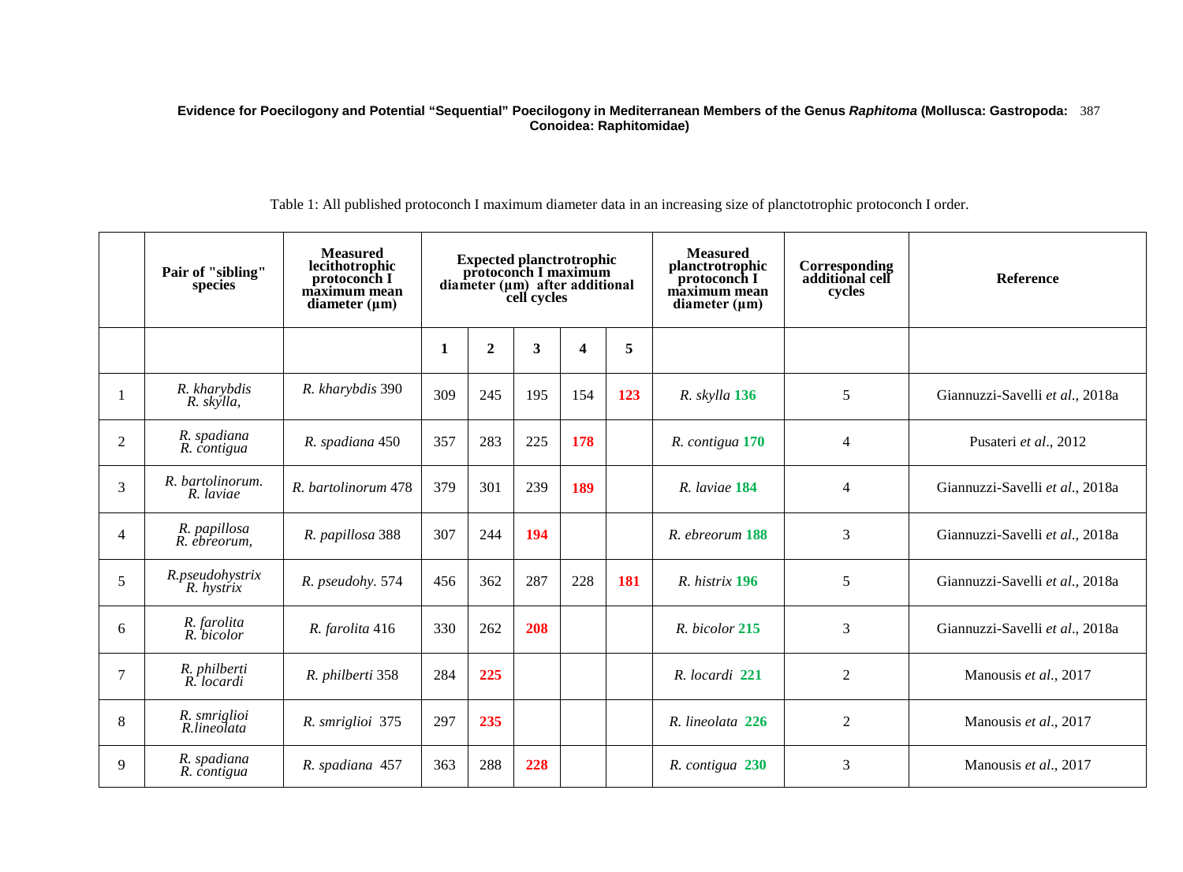Table 1: All published protoconch I maximum diameter data in an increasing size of planctotrophic protoconch I order.

| | Pair of "sibling" species | Measured lecithotrophic protoconch I maximum mean diameter (µm) | Expected planctrotrophic protoconch I maximum diameter (µm) after additional cell cycles | | | | | Measured planctrotrophic protoconch I maximum mean diameter (µm) | Corresponding additional cell cycles | Reference |
|---|---|---|---|---|---|---|---|---|---|---|
| | | | **1** | **2** | **3** | **4** | **5** | | | |
| 1 | *R. kharybdis* *R. skylla,* | *R. kharybdis* 390 | 309 | 245 | 195 | 154 | **123** | *R. skylla* **136** | 5 | Giannuzzi-Savelli *et al*., 2018a |
| 2 | *R. spadiana* *R. contigua* | *R. spadiana* 450 | 357 | 283 | 225 | **178** | | *R. contigua* **170** | 4 | Pusateri *et al*., 2012 |
| 3 | *R. bartolinorum.* *R. laviae* | *R. bartolinorum* 478 | 379 | 301 | 239 | **189** | | *R. laviae* **184** | 4 | Giannuzzi-Savelli *et al*., 2018a |
| 4 | *R. papillosa* *R. ebreorum,* | *R. papillosa* 388 | 307 | 244 | **194** | | | *R. ebreorum* **188** | 3 | Giannuzzi-Savelli *et al*., 2018a |
| 5 | *R.pseudohystrix* *R. hystrix* | *R. pseudohy.* 574 | 456 | 362 | 287 | 228 | **181** | *R. histrix* **196** | 5 | Giannuzzi-Savelli *et al*., 2018a |
| 6 | *R. farolita* *R. bicolor* | *R. farolita* 416 | 330 | 262 | **208** | | | *R. bicolor* **215** | 3 | Giannuzzi-Savelli *et al*., 2018a |
| 7 | *R. philberti* *R. locardi* | *R. philberti* 358 | 284 | **225** | | | | *R. locardi* **221** | 2 | Manousis *et al*., 2017 |
| 8 | *R. smriglioi* *R.lineolata* | *R. smriglioi* 375 | 297 | **235** | | | | *R. lineolata* **226** | 2 | Manousis *et al*., 2017 |
| 9 | *R. spadiana* *R. contigua* | *R. spadiana* 457 | 363 | 288 | **228** | | | *R. contigua* **230** | 3 | Manousis *et al*., 2017 |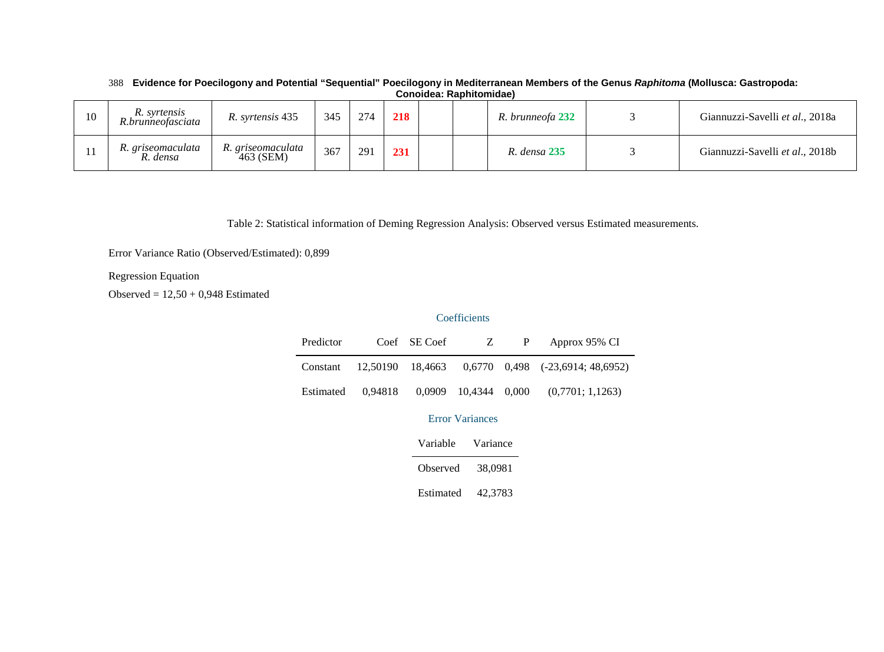| 10 | *R. syrtensis* *R.brunneofasciata* | *R. syrtensis* 435 | 345 | 274 | **218** | | | *R. brunneofa* **232** | 3 | Giannuzzi-Savelli *et al*., 2018a |
|---|---|---|---|---|---|---|---|---|---|---|
| 11 | *R. griseomaculata* *R. densa* | *R. griseomaculata* 463 (SEM) | 367 | 291 | **231** | | | *R. densa* **235** | 3 | Giannuzzi-Savelli *et al*., 2018b |

Table 2: Statistical information of Deming Regression Analysis: Observed versus Estimated measurements.

Error Variance Ratio (Observed/Estimated): 0,899

Regression Equation

Observed = 12,50 + 0,948 Estimated

Coefficients

| Predictor | Coef | SE Coef | Z | P | Approx 95% CI |
|---|---|---|---|---|---|
| Constant | 12,50190 | 18,4663 | 0,6770 | 0,498 | (-23,6914; 48,6952) |
| Estimated | 0,94818 | 0,0909 | 10,4344 | 0,000 | (0,7701; 1,1263) |

Error Variances

| Variable | Variance |
|---|---|
| Observed | 38,0981 |
| Estimated | 42,3783 |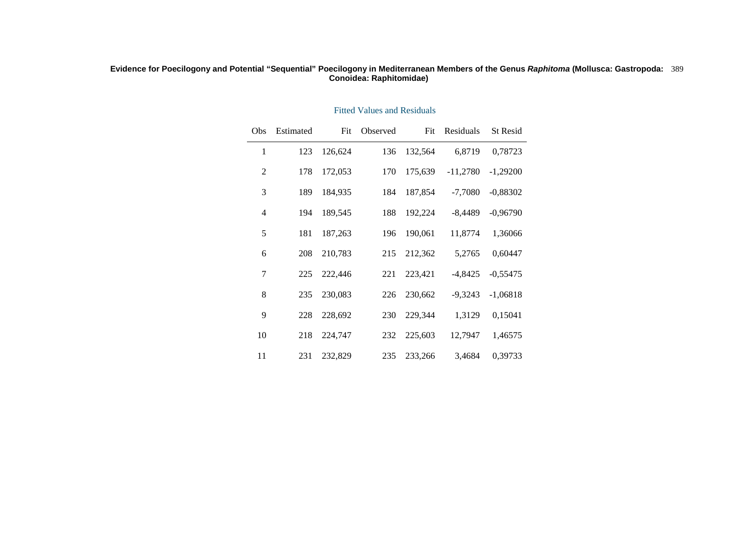Fitted Values and Residuals

| Obs | Estimated | Fit | Observed | Fit | Residuals | St Resid |
|---|---|---|---|---|---|---|
| 1 | 123 | 126,624 | 136 | 132,564 | 6,8719 | 0,78723 |
| 2 | 178 | 172,053 | 170 | 175,639 | -11,2780 | -1,29200 |
| 3 | 189 | 184,935 | 184 | 187,854 | -7,7080 | -0,88302 |
| 4 | 194 | 189,545 | 188 | 192,224 | -8,4489 | -0,96790 |
| 5 | 181 | 187,263 | 196 | 190,061 | 11,8774 | 1,36066 |
| 6 | 208 | 210,783 | 215 | 212,362 | 5,2765 | 0,60447 |
| 7 | 225 | 222,446 | 221 | 223,421 | -4,8425 | -0,55475 |
| 8 | 235 | 230,083 | 226 | 230,662 | -9,3243 | -1,06818 |
| 9 | 228 | 228,692 | 230 | 229,344 | 1,3129 | 0,15041 |
| 10 | 218 | 224,747 | 232 | 225,603 | 12,7947 | 1,46575 |
| 11 | 231 | 232,829 | 235 | 233,266 | 3,4684 | 0,39733 |